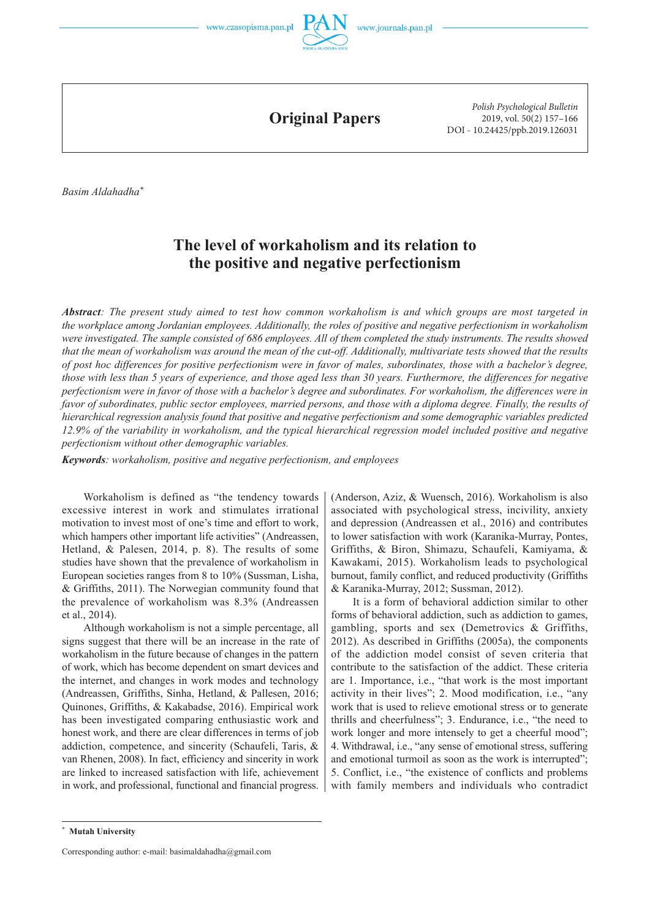Original Papers

Polish Psychological Bulletin
2019, vol. 50(2) 157–166
DOI - 10.24425/ppb.2019.126031

*Basim Aldahadha*[*]

# The level of workaholism and its relation to the positive and negative perfectionism

***Abstract**: The present study aimed to test how common workaholism is and which groups are most targeted in the workplace among Jordanian employees. Additionally, the roles of positive and negative perfectionism in workaholism were investigated. The sample consisted of 686 employees. All of them completed the study instruments. The results showed that the mean of workaholism was around the mean of the cut-off. Additionally, multivariate tests showed that the results of post hoc differences for positive perfectionism were in favor of males, subordinates, those with a bachelor's degree, those with less than 5 years of experience, and those aged less than 30 years. Furthermore, the differences for negative perfectionism were in favor of those with a bachelor's degree and subordinates. For workaholism, the differences were in favor of subordinates, public sector employees, married persons, and those with a diploma degree. Finally, the results of hierarchical regression analysis found that positive and negative perfectionism and some demographic variables predicted 12.9% of the variability in workaholism, and the typical hierarchical regression model included positive and negative perfectionism without other demographic variables.*

***Keywords**: workaholism, positive and negative perfectionism, and employees*

Workaholism is defined as "the tendency towards excessive interest in work and stimulates irrational motivation to invest most of one's time and effort to work, which hampers other important life activities" (Andreassen, Hetland, & Palesen, 2014, p. 8). The results of some studies have shown that the prevalence of workaholism in European societies ranges from 8 to 10% (Sussman, Lisha, & Griffiths, 2011). The Norwegian community found that the prevalence of workaholism was 8.3% (Andreassen et al., 2014).

Although workaholism is not a simple percentage, all signs suggest that there will be an increase in the rate of workaholism in the future because of changes in the pattern of work, which has become dependent on smart devices and the internet, and changes in work modes and technology (Andreassen, Griffiths, Sinha, Hetland, & Pallesen, 2016; Quinones, Griffiths, & Kakabadse, 2016). Empirical work has been investigated comparing enthusiastic work and honest work, and there are clear differences in terms of job addiction, competence, and sincerity (Schaufeli, Taris, & van Rhenen, 2008). In fact, efficiency and sincerity in work are linked to increased satisfaction with life, achievement in work, and professional, functional and financial progress. (Anderson, Aziz, & Wuensch, 2016). Workaholism is also associated with psychological stress, incivility, anxiety and depression (Andreassen et al., 2016) and contributes to lower satisfaction with work (Karanika-Murray, Pontes, Griffiths, & Biron, Shimazu, Schaufeli, Kamiyama, & Kawakami, 2015). Workaholism leads to psychological burnout, family conflict, and reduced productivity (Griffiths & Karanika-Murray, 2012; Sussman, 2012).

It is a form of behavioral addiction similar to other forms of behavioral addiction, such as addiction to games, gambling, sports and sex (Demetrovics & Griffiths, 2012). As described in Griffiths (2005a), the components of the addiction model consist of seven criteria that contribute to the satisfaction of the addict. These criteria are 1. Importance, i.e., "that work is the most important activity in their lives"; 2. Mood modification, i.e., "any work that is used to relieve emotional stress or to generate thrills and cheerfulness"; 3. Endurance, i.e., "the need to work longer and more intensely to get a cheerful mood"; 4. Withdrawal, i.e., "any sense of emotional stress, suffering and emotional turmoil as soon as the work is interrupted"; 5. Conflict, i.e., "the existence of conflicts and problems with family members and individuals who contradict

[*] **Mutah University**

Corresponding author: e-mail: basimaldahadha@gmail.com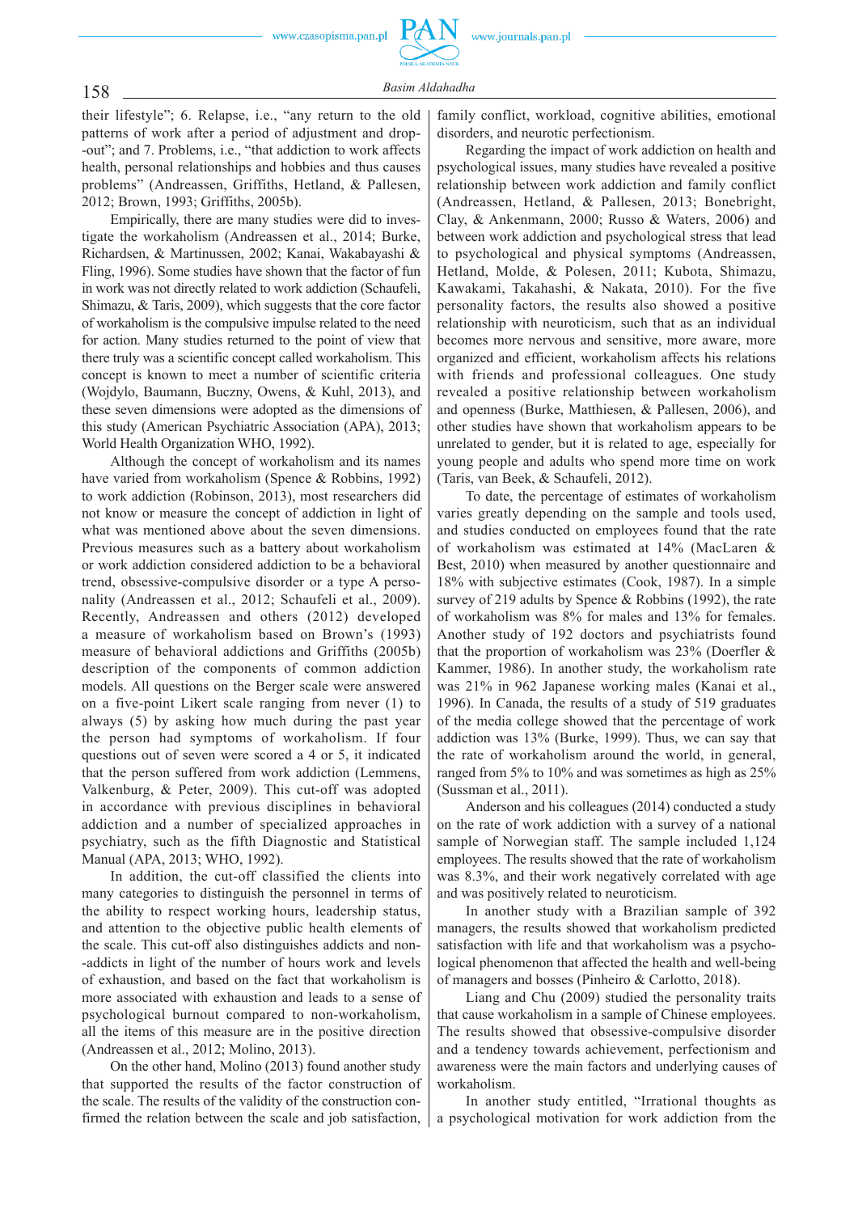their lifestyle"; 6. Relapse, i.e., "any return to the old patterns of work after a period of adjustment and drop-out"; and 7. Problems, i.e., "that addiction to work affects health, personal relationships and hobbies and thus causes problems" (Andreassen, Griffiths, Hetland, & Pallesen, 2012; Brown, 1993; Griffiths, 2005b).

Empirically, there are many studies were did to investigate the workaholism (Andreassen et al., 2014; Burke, Richardsen, & Martinussen, 2002; Kanai, Wakabayashi & Fling, 1996). Some studies have shown that the factor of fun in work was not directly related to work addiction (Schaufeli, Shimazu, & Taris, 2009), which suggests that the core factor of workaholism is the compulsive impulse related to the need for action. Many studies returned to the point of view that there truly was a scientific concept called workaholism. This concept is known to meet a number of scientific criteria (Wojdylo, Baumann, Buczny, Owens, & Kuhl, 2013), and these seven dimensions were adopted as the dimensions of this study (American Psychiatric Association (APA), 2013; World Health Organization WHO, 1992).

Although the concept of workaholism and its names have varied from workaholism (Spence & Robbins, 1992) to work addiction (Robinson, 2013), most researchers did not know or measure the concept of addiction in light of what was mentioned above about the seven dimensions. Previous measures such as a battery about workaholism or work addiction considered addiction to be a behavioral trend, obsessive-compulsive disorder or a type A personality (Andreassen et al., 2012; Schaufeli et al., 2009). Recently, Andreassen and others (2012) developed a measure of workaholism based on Brown's (1993) measure of behavioral addictions and Griffiths (2005b) description of the components of common addiction models. All questions on the Berger scale were answered on a five-point Likert scale ranging from never (1) to always (5) by asking how much during the past year the person had symptoms of workaholism. If four questions out of seven were scored a 4 or 5, it indicated that the person suffered from work addiction (Lemmens, Valkenburg, & Peter, 2009). This cut-off was adopted in accordance with previous disciplines in behavioral addiction and a number of specialized approaches in psychiatry, such as the fifth Diagnostic and Statistical Manual (APA, 2013; WHO, 1992).

In addition, the cut-off classified the clients into many categories to distinguish the personnel in terms of the ability to respect working hours, leadership status, and attention to the objective public health elements of the scale. This cut-off also distinguishes addicts and non-addicts in light of the number of hours work and levels of exhaustion, and based on the fact that workaholism is more associated with exhaustion and leads to a sense of psychological burnout compared to non-workaholism, all the items of this measure are in the positive direction (Andreassen et al., 2012; Molino, 2013).

On the other hand, Molino (2013) found another study that supported the results of the factor construction of the scale. The results of the validity of the construction confirmed the relation between the scale and job satisfaction, family conflict, workload, cognitive abilities, emotional disorders, and neurotic perfectionism.

Regarding the impact of work addiction on health and psychological issues, many studies have revealed a positive relationship between work addiction and family conflict (Andreassen, Hetland, & Pallesen, 2013; Bonebright, Clay, & Ankenmann, 2000; Russo & Waters, 2006) and between work addiction and psychological stress that lead to psychological and physical symptoms (Andreassen, Hetland, Molde, & Polesen, 2011; Kubota, Shimazu, Kawakami, Takahashi, & Nakata, 2010). For the five personality factors, the results also showed a positive relationship with neuroticism, such that as an individual becomes more nervous and sensitive, more aware, more organized and efficient, workaholism affects his relations with friends and professional colleagues. One study revealed a positive relationship between workaholism and openness (Burke, Matthiesen, & Pallesen, 2006), and other studies have shown that workaholism appears to be unrelated to gender, but it is related to age, especially for young people and adults who spend more time on work (Taris, van Beek, & Schaufeli, 2012).

To date, the percentage of estimates of workaholism varies greatly depending on the sample and tools used, and studies conducted on employees found that the rate of workaholism was estimated at 14% (MacLaren & Best, 2010) when measured by another questionnaire and 18% with subjective estimates (Cook, 1987). In a simple survey of 219 adults by Spence & Robbins (1992), the rate of workaholism was 8% for males and 13% for females. Another study of 192 doctors and psychiatrists found that the proportion of workaholism was 23% (Doerfler & Kammer, 1986). In another study, the workaholism rate was 21% in 962 Japanese working males (Kanai et al., 1996). In Canada, the results of a study of 519 graduates of the media college showed that the percentage of work addiction was 13% (Burke, 1999). Thus, we can say that the rate of workaholism around the world, in general, ranged from 5% to 10% and was sometimes as high as 25% (Sussman et al., 2011).

Anderson and his colleagues (2014) conducted a study on the rate of work addiction with a survey of a national sample of Norwegian staff. The sample included 1,124 employees. The results showed that the rate of workaholism was 8.3%, and their work negatively correlated with age and was positively related to neuroticism.

In another study with a Brazilian sample of 392 managers, the results showed that workaholism predicted satisfaction with life and that workaholism was a psychological phenomenon that affected the health and well-being of managers and bosses (Pinheiro & Carlotto, 2018).

Liang and Chu (2009) studied the personality traits that cause workaholism in a sample of Chinese employees. The results showed that obsessive-compulsive disorder and a tendency towards achievement, perfectionism and awareness were the main factors and underlying causes of workaholism.

In another study entitled, "Irrational thoughts as a psychological motivation for work addiction from the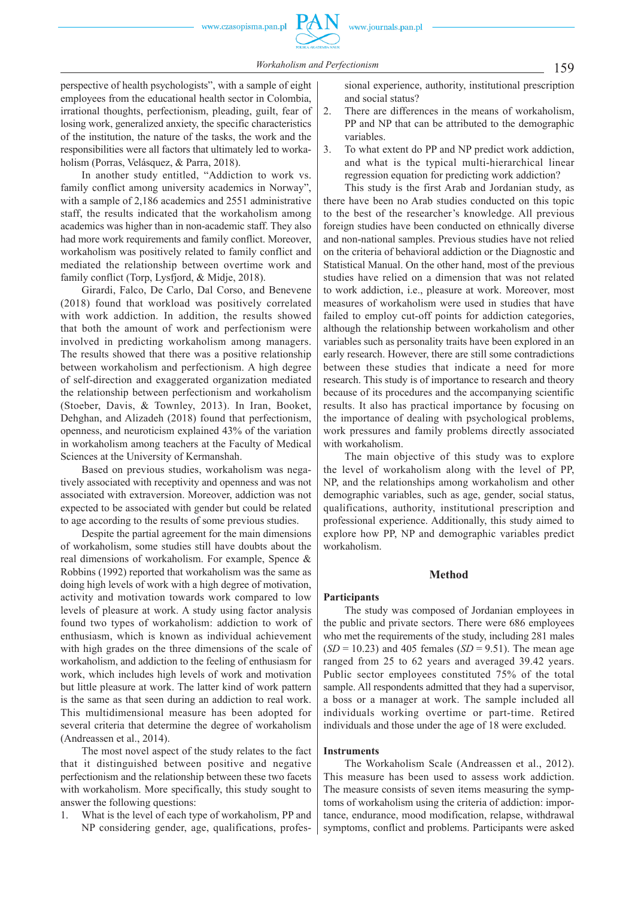perspective of health psychologists", with a sample of eight employees from the educational health sector in Colombia, irrational thoughts, perfectionism, pleading, guilt, fear of losing work, generalized anxiety, the specific characteristics of the institution, the nature of the tasks, the work and the responsibilities were all factors that ultimately led to workaholism (Porras, Velásquez, & Parra, 2018).

In another study entitled, "Addiction to work vs. family conflict among university academics in Norway", with a sample of 2,186 academics and 2551 administrative staff, the results indicated that the workaholism among academics was higher than in non-academic staff. They also had more work requirements and family conflict. Moreover, workaholism was positively related to family conflict and mediated the relationship between overtime work and family conflict (Torp, Lysfjord, & Midje, 2018).

Girardi, Falco, De Carlo, Dal Corso, and Benevene (2018) found that workload was positively correlated with work addiction. In addition, the results showed that both the amount of work and perfectionism were involved in predicting workaholism among managers. The results showed that there was a positive relationship between workaholism and perfectionism. A high degree of self-direction and exaggerated organization mediated the relationship between perfectionism and workaholism (Stoeber, Davis, & Townley, 2013). In Iran, Booket, Dehghan, and Alizadeh (2018) found that perfectionism, openness, and neuroticism explained 43% of the variation in workaholism among teachers at the Faculty of Medical Sciences at the University of Kermanshah.

Based on previous studies, workaholism was negatively associated with receptivity and openness and was not associated with extraversion. Moreover, addiction was not expected to be associated with gender but could be related to age according to the results of some previous studies.

Despite the partial agreement for the main dimensions of workaholism, some studies still have doubts about the real dimensions of workaholism. For example, Spence & Robbins (1992) reported that workaholism was the same as doing high levels of work with a high degree of motivation, activity and motivation towards work compared to low levels of pleasure at work. A study using factor analysis found two types of workaholism: addiction to work of enthusiasm, which is known as individual achievement with high grades on the three dimensions of the scale of workaholism, and addiction to the feeling of enthusiasm for work, which includes high levels of work and motivation but little pleasure at work. The latter kind of work pattern is the same as that seen during an addiction to real work. This multidimensional measure has been adopted for several criteria that determine the degree of workaholism (Andreassen et al., 2014).

The most novel aspect of the study relates to the fact that it distinguished between positive and negative perfectionism and the relationship between these two facets with workaholism. More specifically, this study sought to answer the following questions:

1. What is the level of each type of workaholism, PP and NP considering gender, age, qualifications, professional experience, authority, institutional prescription and social status?
2. There are differences in the means of workaholism, PP and NP that can be attributed to the demographic variables.
3. To what extent do PP and NP predict work addiction, and what is the typical multi-hierarchical linear regression equation for predicting work addiction?

This study is the first Arab and Jordanian study, as there have been no Arab studies conducted on this topic to the best of the researcher's knowledge. All previous foreign studies have been conducted on ethnically diverse and non-national samples. Previous studies have not relied on the criteria of behavioral addiction or the Diagnostic and Statistical Manual. On the other hand, most of the previous studies have relied on a dimension that was not related to work addiction, i.e., pleasure at work. Moreover, most measures of workaholism were used in studies that have failed to employ cut-off points for addiction categories, although the relationship between workaholism and other variables such as personality traits have been explored in an early research. However, there are still some contradictions between these studies that indicate a need for more research. This study is of importance to research and theory because of its procedures and the accompanying scientific results. It also has practical importance by focusing on the importance of dealing with psychological problems, work pressures and family problems directly associated with workaholism.

The main objective of this study was to explore the level of workaholism along with the level of PP, NP, and the relationships among workaholism and other demographic variables, such as age, gender, social status, qualifications, authority, institutional prescription and professional experience. Additionally, this study aimed to explore how PP, NP and demographic variables predict workaholism.

## Method

### Participants

The study was composed of Jordanian employees in the public and private sectors. There were 686 employees who met the requirements of the study, including 281 males ($SD$ = 10.23) and 405 females ($SD$ = 9.51). The mean age ranged from 25 to 62 years and averaged 39.42 years. Public sector employees constituted 75% of the total sample. All respondents admitted that they had a supervisor, a boss or a manager at work. The sample included all individuals working overtime or part-time. Retired individuals and those under the age of 18 were excluded.

### Instruments

The Workaholism Scale (Andreassen et al., 2012). This measure has been used to assess work addiction. The measure consists of seven items measuring the symptoms of workaholism using the criteria of addiction: importance, endurance, mood modification, relapse, withdrawal symptoms, conflict and problems. Participants were asked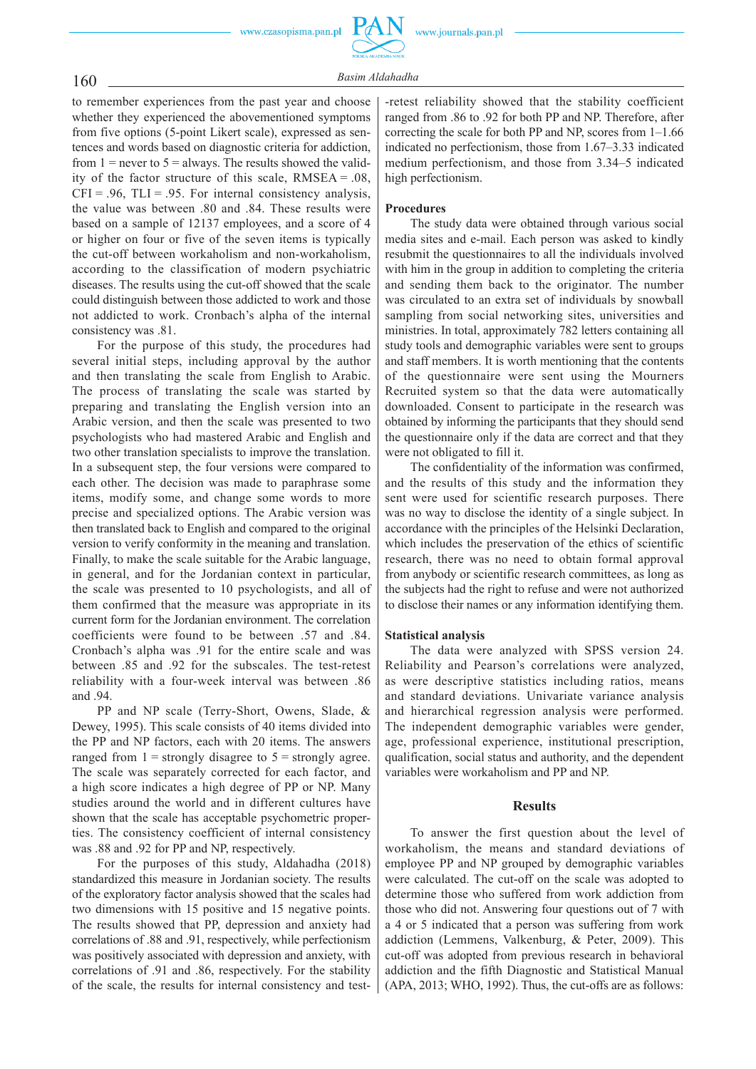to remember experiences from the past year and choose whether they experienced the abovementioned symptoms from five options (5-point Likert scale), expressed as sentences and words based on diagnostic criteria for addiction, from 1 = never to 5 = always. The results showed the validity of the factor structure of this scale, RMSEA = .08, CFI = .96, TLI = .95. For internal consistency analysis, the value was between .80 and .84. These results were based on a sample of 12137 employees, and a score of 4 or higher on four or five of the seven items is typically the cut-off between workaholism and non-workaholism, according to the classification of modern psychiatric diseases. The results using the cut-off showed that the scale could distinguish between those addicted to work and those not addicted to work. Cronbach's alpha of the internal consistency was .81.

For the purpose of this study, the procedures had several initial steps, including approval by the author and then translating the scale from English to Arabic. The process of translating the scale was started by preparing and translating the English version into an Arabic version, and then the scale was presented to two psychologists who had mastered Arabic and English and two other translation specialists to improve the translation. In a subsequent step, the four versions were compared to each other. The decision was made to paraphrase some items, modify some, and change some words to more precise and specialized options. The Arabic version was then translated back to English and compared to the original version to verify conformity in the meaning and translation. Finally, to make the scale suitable for the Arabic language, in general, and for the Jordanian context in particular, the scale was presented to 10 psychologists, and all of them confirmed that the measure was appropriate in its current form for the Jordanian environment. The correlation coefficients were found to be between .57 and .84. Cronbach's alpha was .91 for the entire scale and was between .85 and .92 for the subscales. The test-retest reliability with a four-week interval was between .86 and .94.

PP and NP scale (Terry-Short, Owens, Slade, & Dewey, 1995). This scale consists of 40 items divided into the PP and NP factors, each with 20 items. The answers ranged from 1 = strongly disagree to 5 = strongly agree. The scale was separately corrected for each factor, and a high score indicates a high degree of PP or NP. Many studies around the world and in different cultures have shown that the scale has acceptable psychometric properties. The consistency coefficient of internal consistency was .88 and .92 for PP and NP, respectively.

For the purposes of this study, Aldahadha (2018) standardized this measure in Jordanian society. The results of the exploratory factor analysis showed that the scales had two dimensions with 15 positive and 15 negative points. The results showed that PP, depression and anxiety had correlations of .88 and .91, respectively, while perfectionism was positively associated with depression and anxiety, with correlations of .91 and .86, respectively. For the stability of the scale, the results for internal consistency and test-retest reliability showed that the stability coefficient ranged from .86 to .92 for both PP and NP. Therefore, after correcting the scale for both PP and NP, scores from 1–1.66 indicated no perfectionism, those from 1.67–3.33 indicated medium perfectionism, and those from 3.34–5 indicated high perfectionism.

### Procedures

The study data were obtained through various social media sites and e-mail. Each person was asked to kindly resubmit the questionnaires to all the individuals involved with him in the group in addition to completing the criteria and sending them back to the originator. The number was circulated to an extra set of individuals by snowball sampling from social networking sites, universities and ministries. In total, approximately 782 letters containing all study tools and demographic variables were sent to groups and staff members. It is worth mentioning that the contents of the questionnaire were sent using the Mourners Recruited system so that the data were automatically downloaded. Consent to participate in the research was obtained by informing the participants that they should send the questionnaire only if the data are correct and that they were not obligated to fill it.

The confidentiality of the information was confirmed, and the results of this study and the information they sent were used for scientific research purposes. There was no way to disclose the identity of a single subject. In accordance with the principles of the Helsinki Declaration, which includes the preservation of the ethics of scientific research, there was no need to obtain formal approval from anybody or scientific research committees, as long as the subjects had the right to refuse and were not authorized to disclose their names or any information identifying them.

### Statistical analysis

The data were analyzed with SPSS version 24. Reliability and Pearson's correlations were analyzed, as were descriptive statistics including ratios, means and standard deviations. Univariate variance analysis and hierarchical regression analysis were performed. The independent demographic variables were gender, age, professional experience, institutional prescription, qualification, social status and authority, and the dependent variables were workaholism and PP and NP.

## Results

To answer the first question about the level of workaholism, the means and standard deviations of employee PP and NP grouped by demographic variables were calculated. The cut-off on the scale was adopted to determine those who suffered from work addiction from those who did not. Answering four questions out of 7 with a 4 or 5 indicated that a person was suffering from work addiction (Lemmens, Valkenburg, & Peter, 2009). This cut-off was adopted from previous research in behavioral addiction and the fifth Diagnostic and Statistical Manual (APA, 2013; WHO, 1992). Thus, the cut-offs are as follows: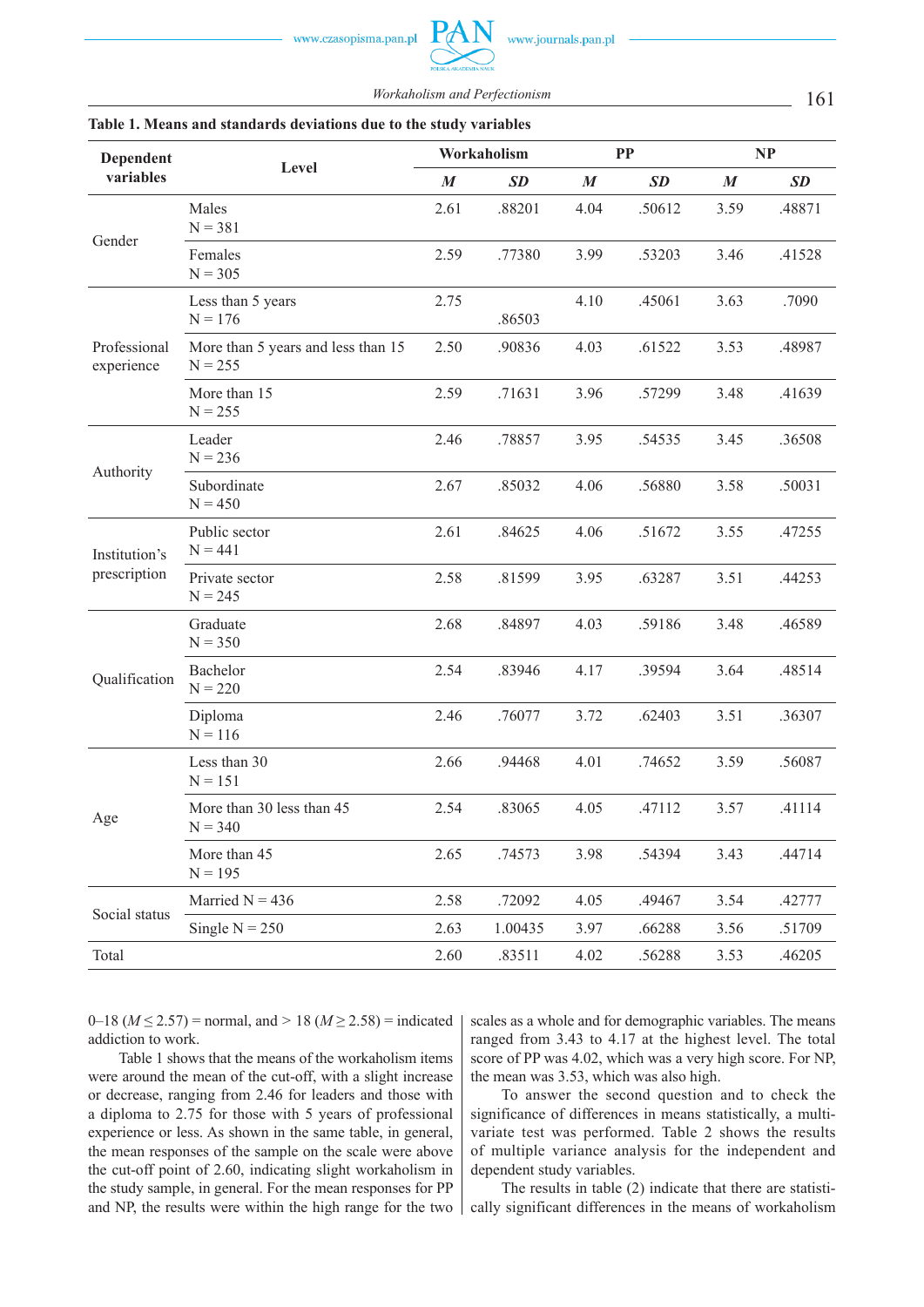**Table 1. Means and standards deviations due to the study variables**

| Dependent variables | Level | Workaholism | | PP | | NP | |
|---|---|---|---|---|---|---|---|
| | | *M* | *SD* | *M* | *SD* | *M* | *SD* |
| Gender | Males N = 381 | 2.61 | .88201 | 4.04 | .50612 | 3.59 | .48871 |
| | Females N = 305 | 2.59 | .77380 | 3.99 | .53203 | 3.46 | .41528 |
| Professional experience | Less than 5 years N = 176 | 2.75 | .86503 | 4.10 | .45061 | 3.63 | .7090 |
| | More than 5 years and less than 15 N = 255 | 2.50 | .90836 | 4.03 | .61522 | 3.53 | .48987 |
| | More than 15 N = 255 | 2.59 | .71631 | 3.96 | .57299 | 3.48 | .41639 |
| Authority | Leader N = 236 | 2.46 | .78857 | 3.95 | .54535 | 3.45 | .36508 |
| | Subordinate N = 450 | 2.67 | .85032 | 4.06 | .56880 | 3.58 | .50031 |
| Institution's prescription | Public sector N = 441 | 2.61 | .84625 | 4.06 | .51672 | 3.55 | .47255 |
| | Private sector N = 245 | 2.58 | .81599 | 3.95 | .63287 | 3.51 | .44253 |
| Qualification | Graduate N = 350 | 2.68 | .84897 | 4.03 | .59186 | 3.48 | .46589 |
| | Bachelor N = 220 | 2.54 | .83946 | 4.17 | .39594 | 3.64 | .48514 |
| | Diploma N = 116 | 2.46 | .76077 | 3.72 | .62403 | 3.51 | .36307 |
| Age | Less than 30 N = 151 | 2.66 | .94468 | 4.01 | .74652 | 3.59 | .56087 |
| | More than 30 less than 45 N = 340 | 2.54 | .83065 | 4.05 | .47112 | 3.57 | .41114 |
| | More than 45 N = 195 | 2.65 | .74573 | 3.98 | .54394 | 3.43 | .44714 |
| Social status | Married N = 436 | 2.58 | .72092 | 4.05 | .49467 | 3.54 | .42777 |
| | Single N = 250 | 2.63 | 1.00435 | 3.97 | .66288 | 3.56 | .51709 |
| Total | | 2.60 | .83511 | 4.02 | .56288 | 3.53 | .46205 |

0–18 ($M \leq 2.57$) = normal, and > 18 ($M \geq 2.58$) = indicated addiction to work.

Table 1 shows that the means of the workaholism items were around the mean of the cut-off, with a slight increase or decrease, ranging from 2.46 for leaders and those with a diploma to 2.75 for those with 5 years of professional experience or less. As shown in the same table, in general, the mean responses of the sample on the scale were above the cut-off point of 2.60, indicating slight workaholism in the study sample, in general. For the mean responses for PP and NP, the results were within the high range for the two scales as a whole and for demographic variables. The means ranged from 3.43 to 4.17 at the highest level. The total score of PP was 4.02, which was a very high score. For NP, the mean was 3.53, which was also high.

To answer the second question and to check the significance of differences in means statistically, a multivariate test was performed. Table 2 shows the results of multiple variance analysis for the independent and dependent study variables.

The results in table (2) indicate that there are statistically significant differences in the means of workaholism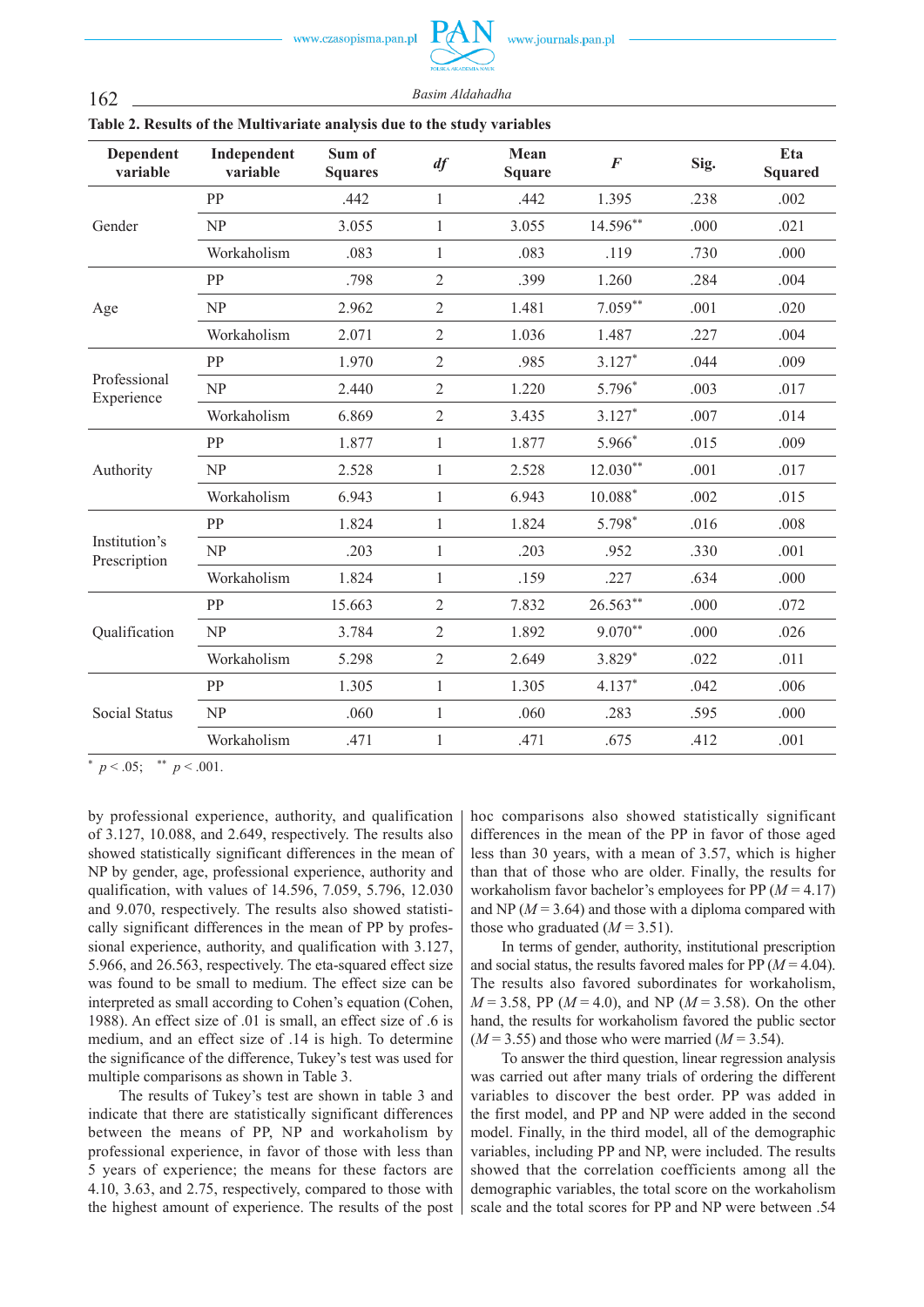**Table 2. Results of the Multivariate analysis due to the study variables**

| Dependent variable | Independent variable | Sum of Squares | *df* | Mean Square | *F* | Sig. | Eta Squared |
|---|---|---|---|---|---|---|---|
| Gender | PP | .442 | 1 | .442 | 1.395 | .238 | .002 |
| | NP | 3.055 | 1 | 3.055 | 14.596** | .000 | .021 |
| | Workaholism | .083 | 1 | .083 | .119 | .730 | .000 |
| Age | PP | .798 | 2 | .399 | 1.260 | .284 | .004 |
| | NP | 2.962 | 2 | 1.481 | 7.059** | .001 | .020 |
| | Workaholism | 2.071 | 2 | 1.036 | 1.487 | .227 | .004 |
| Professional Experience | PP | 1.970 | 2 | .985 | 3.127* | .044 | .009 |
| | NP | 2.440 | 2 | 1.220 | 5.796* | .003 | .017 |
| | Workaholism | 6.869 | 2 | 3.435 | 3.127* | .007 | .014 |
| Authority | PP | 1.877 | 1 | 1.877 | 5.966* | .015 | .009 |
| | NP | 2.528 | 1 | 2.528 | 12.030** | .001 | .017 |
| | Workaholism | 6.943 | 1 | 6.943 | 10.088* | .002 | .015 |
| Institution's Prescription | PP | 1.824 | 1 | 1.824 | 5.798* | .016 | .008 |
| | NP | .203 | 1 | .203 | .952 | .330 | .001 |
| | Workaholism | 1.824 | 1 | .159 | .227 | .634 | .000 |
| Qualification | PP | 15.663 | 2 | 7.832 | 26.563** | .000 | .072 |
| | NP | 3.784 | 2 | 1.892 | 9.070** | .000 | .026 |
| | Workaholism | 5.298 | 2 | 2.649 | 3.829* | .022 | .011 |
| Social Status | PP | 1.305 | 1 | 1.305 | 4.137* | .042 | .006 |
| | NP | .060 | 1 | .060 | .283 | .595 | .000 |
| | Workaholism | .471 | 1 | .471 | .675 | .412 | .001 |

\* $p < .05$; \*\* $p < .001$.

by professional experience, authority, and qualification of 3.127, 10.088, and 2.649, respectively. The results also showed statistically significant differences in the mean of NP by gender, age, professional experience, authority and qualification, with values of 14.596, 7.059, 5.796, 12.030 and 9.070, respectively. The results also showed statistically significant differences in the mean of PP by professional experience, authority, and qualification with 3.127, 5.966, and 26.563, respectively. The eta-squared effect size was found to be small to medium. The effect size can be interpreted as small according to Cohen's equation (Cohen, 1988). An effect size of .01 is small, an effect size of .6 is medium, and an effect size of .14 is high. To determine the significance of the difference, Tukey's test was used for multiple comparisons as shown in Table 3.

The results of Tukey's test are shown in table 3 and indicate that there are statistically significant differences between the means of PP, NP and workaholism by professional experience, in favor of those with less than 5 years of experience; the means for these factors are 4.10, 3.63, and 2.75, respectively, compared to those with the highest amount of experience. The results of the post hoc comparisons also showed statistically significant differences in the mean of the PP in favor of those aged less than 30 years, with a mean of 3.57, which is higher than that of those who are older. Finally, the results for workaholism favor bachelor's employees for PP ($M = 4.17$) and NP ($M = 3.64$) and those with a diploma compared with those who graduated ($M = 3.51$).

In terms of gender, authority, institutional prescription and social status, the results favored males for PP ($M = 4.04$). The results also favored subordinates for workaholism, $M = 3.58$, PP ($M = 4.0$), and NP ($M = 3.58$). On the other hand, the results for workaholism favored the public sector ($M = 3.55$) and those who were married ($M = 3.54$).

To answer the third question, linear regression analysis was carried out after many trials of ordering the different variables to discover the best order. PP was added in the first model, and PP and NP were added in the second model. Finally, in the third model, all of the demographic variables, including PP and NP, were included. The results showed that the correlation coefficients among all the demographic variables, the total score on the workaholism scale and the total scores for PP and NP were between .54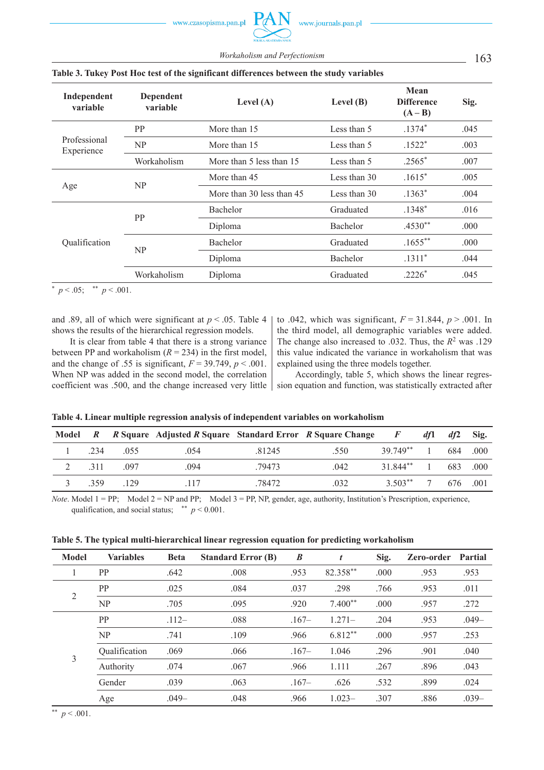**Table 3. Tukey Post Hoc test of the significant differences between the study variables**

| Independent variable | Dependent variable | Level (A) | Level (B) | Mean Difference (A – B) | Sig. |
|---|---|---|---|---|---|
| Professional Experience | PP | More than 15 | Less than 5 | .1374* | .045 |
| | NP | More than 15 | Less than 5 | .1522* | .003 |
| | Workaholism | More than 5 less than 15 | Less than 5 | .2565* | .007 |
| Age | NP | More than 45 | Less than 30 | .1615* | .005 |
| | | More than 30 less than 45 | Less than 30 | .1363* | .004 |
| Qualification | PP | Bachelor | Graduated | .1348* | .016 |
| | | Diploma | Bachelor | .4530** | .000 |
| | NP | Bachelor | Graduated | .1655** | .000 |
| | | Diploma | Bachelor | .1311* | .044 |
| | Workaholism | Diploma | Graduated | .2226* | .045 |

* $p < .05$; ** $p < .001$.

and .89, all of which were significant at $p < .05$. Table 4 shows the results of the hierarchical regression models.

It is clear from table 4 that there is a strong variance between PP and workaholism ($R = 234$) in the first model, and the change of .55 is significant, $F = 39.749$, $p < .001$. When NP was added in the second model, the correlation coefficient was .500, and the change increased very little to .042, which was significant, $F = 31.844$, $p > .001$. In the third model, all demographic variables were added. The change also increased to .032. Thus, the $R^2$ was .129 this value indicated the variance in workaholism that was explained using the three models together.

Accordingly, table 5, which shows the linear regression equation and function, was statistically extracted after

**Table 4. Linear multiple regression analysis of independent variables on workaholism**

| Model | *R* | *R* Square | Adjusted *R* Square | Standard Error | *R* Square Change | *F* | *df*1 | *df*2 | Sig. |
|---|---|---|---|---|---|---|---|---|---|
| 1 | .234 | .055 | .054 | .81245 | .550 | 39.749** | 1 | 684 | .000 |
| 2 | .311 | .097 | .094 | .79473 | .042 | 31.844** | 1 | 683 | .000 |
| 3 | .359 | .129 | .117 | .78472 | .032 | 3.503** | 7 | 676 | .001 |

*Note*. Model 1 = PP; Model 2 = NP and PP; Model 3 = PP, NP, gender, age, authority, Institution's Prescription, experience, qualification, and social status; ** $p < 0.001$.

**Table 5. The typical multi-hierarchical linear regression equation for predicting workaholism**

| Model | Variables | Beta | Standard Error (B) | *B* | *t* | Sig. | Zero-order | Partial |
|---|---|---|---|---|---|---|---|---|
| 1 | PP | .642 | .008 | .953 | 82.358** | .000 | .953 | .953 |
| 2 | PP | .025 | .084 | .037 | .298 | .766 | .953 | .011 |
| | NP | .705 | .095 | .920 | 7.400** | .000 | .957 | .272 |
| 3 | PP | .112– | .088 | .167– | 1.271– | .204 | .953 | .049– |
| | NP | .741 | .109 | .966 | 6.812** | .000 | .957 | .253 |
| | Qualification | .069 | .066 | .167– | 1.046 | .296 | .901 | .040 |
| | Authority | .074 | .067 | .966 | 1.111 | .267 | .896 | .043 |
| | Gender | .039 | .063 | .167– | .626 | .532 | .899 | .024 |
| | Age | .049– | .048 | .966 | 1.023– | .307 | .886 | .039– |

** $p < .001$.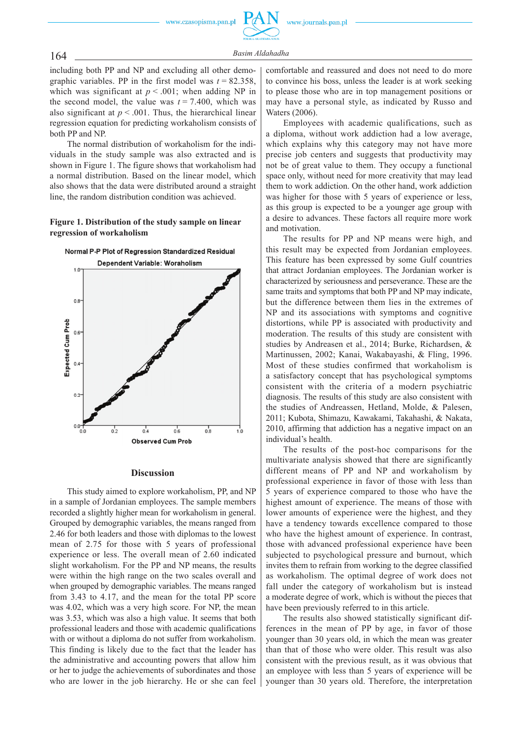including both PP and NP and excluding all other demographic variables. PP in the first model was $t = 82.358$, which was significant at $p < .001$; when adding NP in the second model, the value was $t = 7.400$, which was also significant at $p < .001$. Thus, the hierarchical linear regression equation for predicting workaholism consists of both PP and NP.

The normal distribution of workaholism for the individuals in the study sample was also extracted and is shown in Figure 1. The figure shows that workaholism had a normal distribution. Based on the linear model, which also shows that the data were distributed around a straight line, the random distribution condition was achieved.

**Figure 1. Distribution of the study sample on linear regression of workaholism**

## Discussion

This study aimed to explore workaholism, PP, and NP in a sample of Jordanian employees. The sample members recorded a slightly higher mean for workaholism in general. Grouped by demographic variables, the means ranged from 2.46 for both leaders and those with diplomas to the lowest mean of 2.75 for those with 5 years of professional experience or less. The overall mean of 2.60 indicated slight workaholism. For the PP and NP means, the results were within the high range on the two scales overall and when grouped by demographic variables. The means ranged from 3.43 to 4.17, and the mean for the total PP score was 4.02, which was a very high score. For NP, the mean was 3.53, which was also a high value. It seems that both professional leaders and those with academic qualifications with or without a diploma do not suffer from workaholism. This finding is likely due to the fact that the leader has the administrative and accounting powers that allow him or her to judge the achievements of subordinates and those who are lower in the job hierarchy. He or she can feel comfortable and reassured and does not need to do more to convince his boss, unless the leader is at work seeking to please those who are in top management positions or may have a personal style, as indicated by Russo and Waters (2006).

Employees with academic qualifications, such as a diploma, without work addiction had a low average, which explains why this category may not have more precise job centers and suggests that productivity may not be of great value to them. They occupy a functional space only, without need for more creativity that may lead them to work addiction. On the other hand, work addiction was higher for those with 5 years of experience or less, as this group is expected to be a younger age group with a desire to advances. These factors all require more work and motivation.

The results for PP and NP means were high, and this result may be expected from Jordanian employees. This feature has been expressed by some Gulf countries that attract Jordanian employees. The Jordanian worker is characterized by seriousness and perseverance. These are the same traits and symptoms that both PP and NP may indicate, but the difference between them lies in the extremes of NP and its associations with symptoms and cognitive distortions, while PP is associated with productivity and moderation. The results of this study are consistent with studies by Andreasen et al., 2014; Burke, Richardsen, & Martinussen, 2002; Kanai, Wakabayashi, & Fling, 1996. Most of these studies confirmed that workaholism is a satisfactory concept that has psychological symptoms consistent with the criteria of a modern psychiatric diagnosis. The results of this study are also consistent with the studies of Andreassen, Hetland, Molde, & Palesen, 2011; Kubota, Shimazu, Kawakami, Takahashi, & Nakata, 2010, affirming that addiction has a negative impact on an individual's health.

The results of the post-hoc comparisons for the multivariate analysis showed that there are significantly different means of PP and NP and workaholism by professional experience in favor of those with less than 5 years of experience compared to those who have the highest amount of experience. The means of those with lower amounts of experience were the highest, and they have a tendency towards excellence compared to those who have the highest amount of experience. In contrast, those with advanced professional experience have been subjected to psychological pressure and burnout, which invites them to refrain from working to the degree classified as workaholism. The optimal degree of work does not fall under the category of workaholism but is instead a moderate degree of work, which is without the pieces that have been previously referred to in this article.

The results also showed statistically significant differences in the mean of PP by age, in favor of those younger than 30 years old, in which the mean was greater than that of those who were older. This result was also consistent with the previous result, as it was obvious that an employee with less than 5 years of experience will be younger than 30 years old. Therefore, the interpretation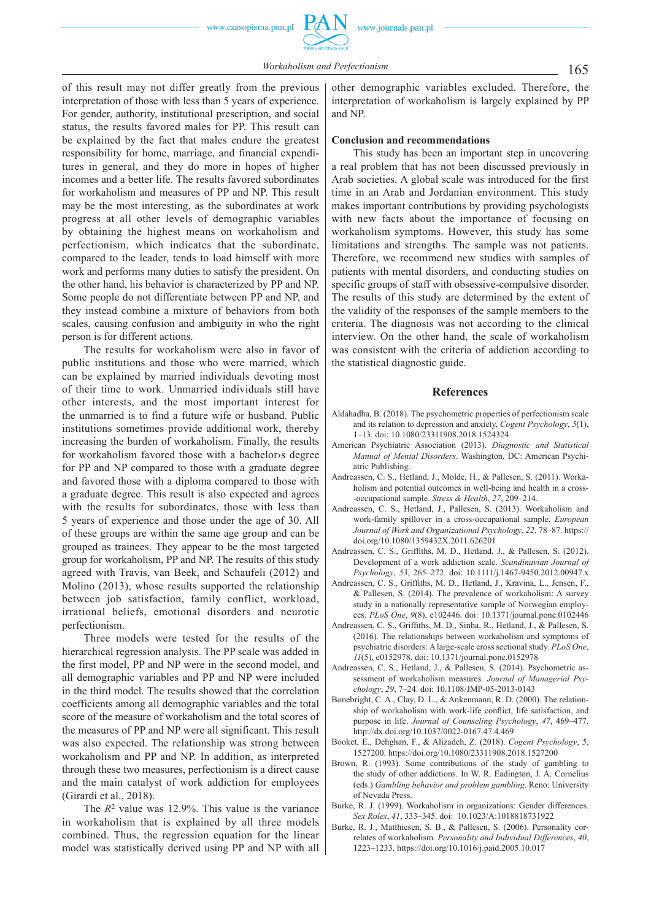of this result may not differ greatly from the previous interpretation of those with less than 5 years of experience. For gender, authority, institutional prescription, and social status, the results favored males for PP. This result can be explained by the fact that males endure the greatest responsibility for home, marriage, and financial expenditures in general, and they do more in hopes of higher incomes and a better life. The results favored subordinates for workaholism and measures of PP and NP. This result may be the most interesting, as the subordinates at work progress at all other levels of demographic variables by obtaining the highest means on workaholism and perfectionism, which indicates that the subordinate, compared to the leader, tends to load himself with more work and performs many duties to satisfy the president. On the other hand, his behavior is characterized by PP and NP. Some people do not differentiate between PP and NP, and they instead combine a mixture of behaviors from both scales, causing confusion and ambiguity in who the right person is for different actions.

The results for workaholism were also in favor of public institutions and those who were married, which can be explained by married individuals devoting most of their time to work. Unmarried individuals still have other interests, and the most important interest for the unmarried is to find a future wife or husband. Public institutions sometimes provide additional work, thereby increasing the burden of workaholism. Finally, the results for workaholism favored those with a bachelor›s degree for PP and NP compared to those with a graduate degree and favored those with a diploma compared to those with a graduate degree. This result is also expected and agrees with the results for subordinates, those with less than 5 years of experience and those under the age of 30. All of these groups are within the same age group and can be grouped as trainees. They appear to be the most targeted group for workaholism, PP and NP. The results of this study agreed with Travis, van Beek, and Schaufeli (2012) and Molino (2013), whose results supported the relationship between job satisfaction, family conflict, workload, irrational beliefs, emotional disorders and neurotic perfectionism.

Three models were tested for the results of the hierarchical regression analysis. The PP scale was added in the first model, PP and NP were in the second model, and all demographic variables and PP and NP were included in the third model. The results showed that the correlation coefficients among all demographic variables and the total score of the measure of workaholism and the total scores of the measures of PP and NP were all significant. This result was also expected. The relationship was strong between workaholism and PP and NP. In addition, as interpreted through these two measures, perfectionism is a direct cause and the main catalyst of work addiction for employees (Girardi et al., 2018).

The $R^2$ value was 12.9%. This value is the variance in workaholism that is explained by all three models combined. Thus, the regression equation for the linear model was statistically derived using PP and NP with all other demographic variables excluded. Therefore, the interpretation of workaholism is largely explained by PP and NP.

## Conclusion and recommendations

This study has been an important step in uncovering a real problem that has not been discussed previously in Arab societies. A global scale was introduced for the first time in an Arab and Jordanian environment. This study makes important contributions by providing psychologists with new facts about the importance of focusing on workaholism symptoms. However, this study has some limitations and strengths. The sample was not patients. Therefore, we recommend new studies with samples of patients with mental disorders, and conducting studies on specific groups of staff with obsessive-compulsive disorder. The results of this study are determined by the extent of the validity of the responses of the sample members to the criteria. The diagnosis was not according to the clinical interview. On the other hand, the scale of workaholism was consistent with the criteria of addiction according to the statistical diagnostic guide.

## References

Aldahadha, B. (2018). The psychometric properties of perfectionism scale and its relation to depression and anxiety, *Cogent Psychology*, *5*(1), 1–13. doi: 10.1080/23311908.2018.1524324

American Psychiatric Association (2013). *Diagnostic and Statistical Manual of Mental Disorders*. Washington, DC: American Psychiatric Publishing.

Andreassen, C. S., Hetland, J., Molde, H., & Pallesen, S. (2011). Workaholism and potential outcomes in well-being and health in a cross-occupational sample. *Stress & Health*, *27*, 209–214.

Andreassen, C. S., Hetland, J., Pallesen, S. (2013). Workaholism and work-family spillover in a cross-occupational sample. *European Journal of Work and Organizational Psychology*, *22*, 78–87. https://doi.org/10.1080/1359432X.2011.626201

Andreassen, C. S., Griffiths, M. D., Hetland, J., & Pallesen, S. (2012). Development of a work addiction scale. *Scandinavian Journal of Psychology*, *53*, 265–272. doi: 10.1111/j.1467-9450.2012.00947.x

Andreassen, C. S., Griffiths, M. D., Hetland, J., Kravina, L., Jensen, F., & Pallesen, S. (2014). The prevalence of workaholism: A survey study in a nationally representative sample of Norwegian employees. *PLoS One*, *9*(8), e102446. doi: 10.1371/journal.pone.0102446

Andreassen, C. S., Griffiths, M. D., Sinha, R., Hetland, J., & Pallesen, S. (2016). The relationships between workaholism and symptoms of psychiatric disorders: A large-scale cross sectional study. *PLoS One*, *11*(5), e0152978. doi: 10.1371/journal.pone.0152978

Andreassen, C. S., Hetland, J., & Pallesen, S. (2014). Psychometric assessment of workaholism measures. *Journal of Managerial Psychology*, *29*, 7–24. doi: 10.1108/JMP-05-2013-0143

Bonebright, C. A., Clay, D. L., & Ankenmann, R. D. (2000). The relationship of workaholism with work-life conflict, life satisfaction, and purpose in life. *Journal of Counseling Psychology*, *47*, 469–477. http://dx.doi.org/10.1037/0022-0167.47.4.469

Booket, E., Dehghan, F., & Alizadeh, Z. (2018). *Cogent Psychology*, *5*, 1527200. https://doi.org/10.1080/23311908.2018.1527200

Brown, R. (1993). Some contributions of the study of gambling to the study of other addictions. In W. R. Eadington, J. A. Cornelius (eds.) *Gambling behavior and problem gambling*. Reno: University of Nevada Press.

Burke, R. J. (1999). Workaholism in organizations: Gender differences. *Sex Roles*, *41*, 333–345. doi: 10.1023/A:1018818731922

Burke, R. J., Matthiesen, S. B., & Pallesen, S. (2006). Personality correlates of workaholism. *Personality and Individual Differences*, *40*, 1223–1233. https://doi.org/10.1016/j.paid.2005.10.017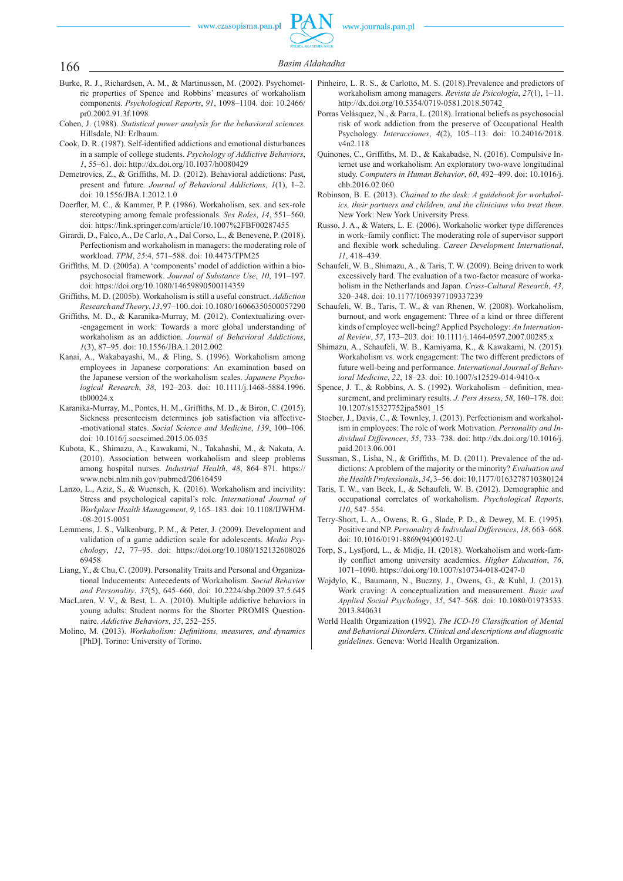Burke, R. J., Richardsen, A. M., & Martinussen, M. (2002). Psychometric properties of Spence and Robbins' measures of workaholism components. *Psychological Reports*, *91*, 1098–1104. doi: 10.2466/pr0.2002.91.3f.1098

Cohen, J. (1988). *Statistical power analysis for the behavioral sciences.* Hillsdale, NJ: Erlbaum.

Cook, D. R. (1987). Self-identified addictions and emotional disturbances in a sample of college students. *Psychology of Addictive Behaviors*, *1*, 55–61. doi: http://dx.doi.org/10.1037/h0080429

Demetrovics, Z., & Griffiths, M. D. (2012). Behavioral addictions: Past, present and future. *Journal of Behavioral Addictions*, *1*(1), 1–2. doi: 10.1556/JBA.1.2012.1.0

Doerfler, M. C., & Kammer, P. P. (1986). Workaholism, sex. and sex-role stereotyping among female professionals. *Sex Roles*, *14*, 551–560. doi: https://link.springer.com/article/10.1007%2FBF00287455

Girardi, D., Falco, A., De Carlo, A., Dal Corso, L., & Benevene, P. (2018). Perfectionism and workaholism in managers: the moderating role of workload. *TPM*, *25*:4, 571–588. doi: 10.4473/TPM25

Griffiths, M. D. (2005a). A 'components' model of addiction within a biopsychosocial framework. *Journal of Substance Use*, *10*, 191–197. doi: https://doi.org/10.1080/14659890500114359

Griffiths, M. D. (2005b). Workaholism is still a useful construct. *Addiction Research and Theory*, *13*, 97–100. doi: 10.1080/16066350500057290

Griffiths, M. D., & Karanika-Murray, M. (2012). Contextualizing over--engagement in work: Towards a more global understanding of workaholism as an addiction. *Journal of Behavioral Addictions*, *1*(3), 87–95. doi: 10.1556/JBA.1.2012.002

Kanai, A., Wakabayashi, M., & Fling, S. (1996). Workaholism among employees in Japanese corporations: An examination based on the Japanese version of the workaholism scales. *Japanese Psychological Research*, *38*, 192–203. doi: 10.1111/j.1468-5884.1996.tb00024.x

Karanika-Murray, M., Pontes, H. M., Griffiths, M. D., & Biron, C. (2015). Sickness presenteeism determines job satisfaction via affective--motivational states. *Social Science and Medicine*, *139*, 100–106. doi: 10.1016/j.socscimed.2015.06.035

Kubota, K., Shimazu, A., Kawakami, N., Takahashi, M., & Nakata, A. (2010). Association between workaholism and sleep problems among hospital nurses. *Industrial Health*, *48*, 864–871. https://www.ncbi.nlm.nih.gov/pubmed/20616459

Lanzo, L., Aziz, S., & Wuensch, K. (2016). Workaholism and incivility: Stress and psychological capital's role. *International Journal of Workplace Health Management*, *9*, 165–183. doi: 10.1108/IJWHM--08-2015-0051

Lemmens, J. S., Valkenburg, P. M., & Peter, J. (2009). Development and validation of a game addiction scale for adolescents. *Media Psychology*, *12*, 77–95. doi: https://doi.org/10.1080/15213260802669458

Liang, Y., & Chu, C. (2009). Personality Traits and Personal and Organizational Inducements: Antecedents of Workaholism. *Social Behavior and Personality*, *37*(5), 645–660. doi: 10.2224/sbp.2009.37.5.645

MacLaren, V. V., & Best, L. A. (2010). Multiple addictive behaviors in young adults: Student norms for the Shorter PROMIS Questionnaire. *Addictive Behaviors*, *35*, 252–255.

Molino, M. (2013). *Workaholism: Definitions, measures, and dynamics* [PhD]. Torino: University of Torino.

Pinheiro, L. R. S., & Carlotto, M. S. (2018).Prevalence and predictors of workaholism among managers. *Revista de Psicología*, *27*(1), 1–11. http://dx.doi.org/10.5354/0719-0581.2018.50742

Porras Velásquez, N., & Parra, L. (2018). Irrational beliefs as psychosocial risk of work addiction from the preserve of Occupational Health Psychology. *Interacciones*, *4*(2), 105–113. doi: 10.24016/2018.v4n2.118

Quinones, C., Griffiths, M. D., & Kakabadse, N. (2016). Compulsive Internet use and workaholism: An exploratory two-wave longitudinal study. *Computers in Human Behavior*, *60*, 492–499. doi: 10.1016/j.chb.2016.02.060

Robinson, B. E. (2013). *Chained to the desk: A guidebook for workaholics, their partners and children, and the clinicians who treat them*. New York: New York University Press.

Russo, J. A., & Waters, L. E. (2006). Workaholic worker type differences in work–family conflict: The moderating role of supervisor support and flexible work scheduling. *Career Development International*, *11*, 418–439.

Schaufeli, W. B., Shimazu, A., & Taris, T. W. (2009). Being driven to work excessively hard. The evaluation of a two-factor measure of workaholism in the Netherlands and Japan. *Cross-Cultural Research*, *43*, 320–348. doi: 10.1177/1069397109337239

Schaufeli, W. B., Taris, T. W., & van Rhenen, W. (2008). Workaholism, burnout, and work engagement: Three of a kind or three different kinds of employee well-being? Applied Psychology: *An International Review*, *57*, 173–203. doi: 10.1111/j.1464-0597.2007.00285.x

Shimazu, A., Schaufeli, W. B., Kamiyama, K., & Kawakami, N. (2015). Workaholism vs. work engagement: The two different predictors of future well-being and performance. *International Journal of Behavioral Medicine*, *22*, 18–23. doi: 10.1007/s12529-014-9410-x

Spence, J. T., & Robbins, A. S. (1992). Workaholism – definition, measurement, and preliminary results. *J. Pers Assess*, *58*, 160–178. doi: 10.1207/s15327752jpa5801_15

Stoeber, J., Davis, C., & Townley, J. (2013). Perfectionism and workaholism in employees: The role of work Motivation. *Personality and Individual Differences*, *55*, 733–738. doi: http://dx.doi.org/10.1016/j.paid.2013.06.001

Sussman, S., Lisha, N., & Griffiths, M. D. (2011). Prevalence of the addictions: A problem of the majority or the minority? *Evaluation and the Health Professionals*, *34*, 3–56. doi: 10.1177/0163278710380124

Taris, T. W., van Beek, I., & Schaufeli, W. B. (2012). Demographic and occupational correlates of workaholism. *Psychological Reports*, *110*, 547–554.

Terry-Short, L. A., Owens, R. G., Slade, P. D., & Dewey, M. E. (1995). Positive and NP. *Personality & Individual Differences*, *18*, 663–668. doi: 10.1016/0191-8869(94)00192-U

Torp, S., Lysfjord, L., & Midje, H. (2018). Workaholism and work-family conflict among university academics. *Higher Education*, *76*, 1071–1090. https://doi.org/10.1007/s10734-018-0247-0

Wojdylo, K., Baumann, N., Buczny, J., Owens, G., & Kuhl, J. (2013). Work craving: A conceptualization and measurement. *Basic and Applied Social Psychology*, *35*, 547–568. doi: 10.1080/01973533.2013.840631

World Health Organization (1992). *The ICD-10 Classification of Mental and Behavioral Disorders. Clinical and descriptions and diagnostic guidelines*. Geneva: World Health Organization.